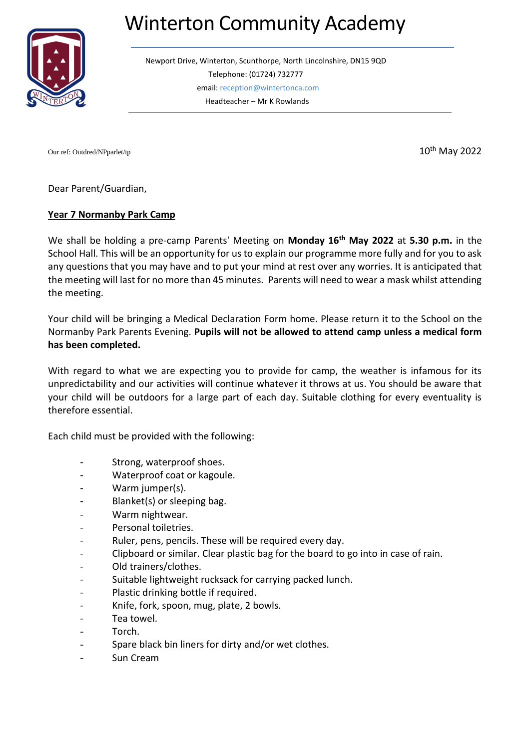# Winterton Community Academy

Newport Drive, Winterton, Scunthorpe, North Lincolnshire, DN15 9QD
Telephone: (01724) 732777
email: reception@wintertonca.com
Headteacher – Mr K Rowlands

Our ref: Outdred/NPparlet/tp

10th May 2022

Dear Parent/Guardian,

**Year 7 Normanby Park Camp**

We shall be holding a pre-camp Parents' Meeting on **Monday 16th May 2022** at **5.30 p.m.** in the School Hall. This will be an opportunity for us to explain our programme more fully and for you to ask any questions that you may have and to put your mind at rest over any worries. It is anticipated that the meeting will last for no more than 45 minutes. Parents will need to wear a mask whilst attending the meeting.

Your child will be bringing a Medical Declaration Form home. Please return it to the School on the Normanby Park Parents Evening. **Pupils will not be allowed to attend camp unless a medical form has been completed.**

With regard to what we are expecting you to provide for camp, the weather is infamous for its unpredictability and our activities will continue whatever it throws at us. You should be aware that your child will be outdoors for a large part of each day. Suitable clothing for every eventuality is therefore essential.

Each child must be provided with the following:

- Strong, waterproof shoes.
- Waterproof coat or kagoule.
- Warm jumper(s).
- Blanket(s) or sleeping bag.
- Warm nightwear.
- Personal toiletries.
- Ruler, pens, pencils. These will be required every day.
- Clipboard or similar. Clear plastic bag for the board to go into in case of rain.
- Old trainers/clothes.
- Suitable lightweight rucksack for carrying packed lunch.
- Plastic drinking bottle if required.
- Knife, fork, spoon, mug, plate, 2 bowls.
- Tea towel.
- Torch.
- Spare black bin liners for dirty and/or wet clothes.
- Sun Cream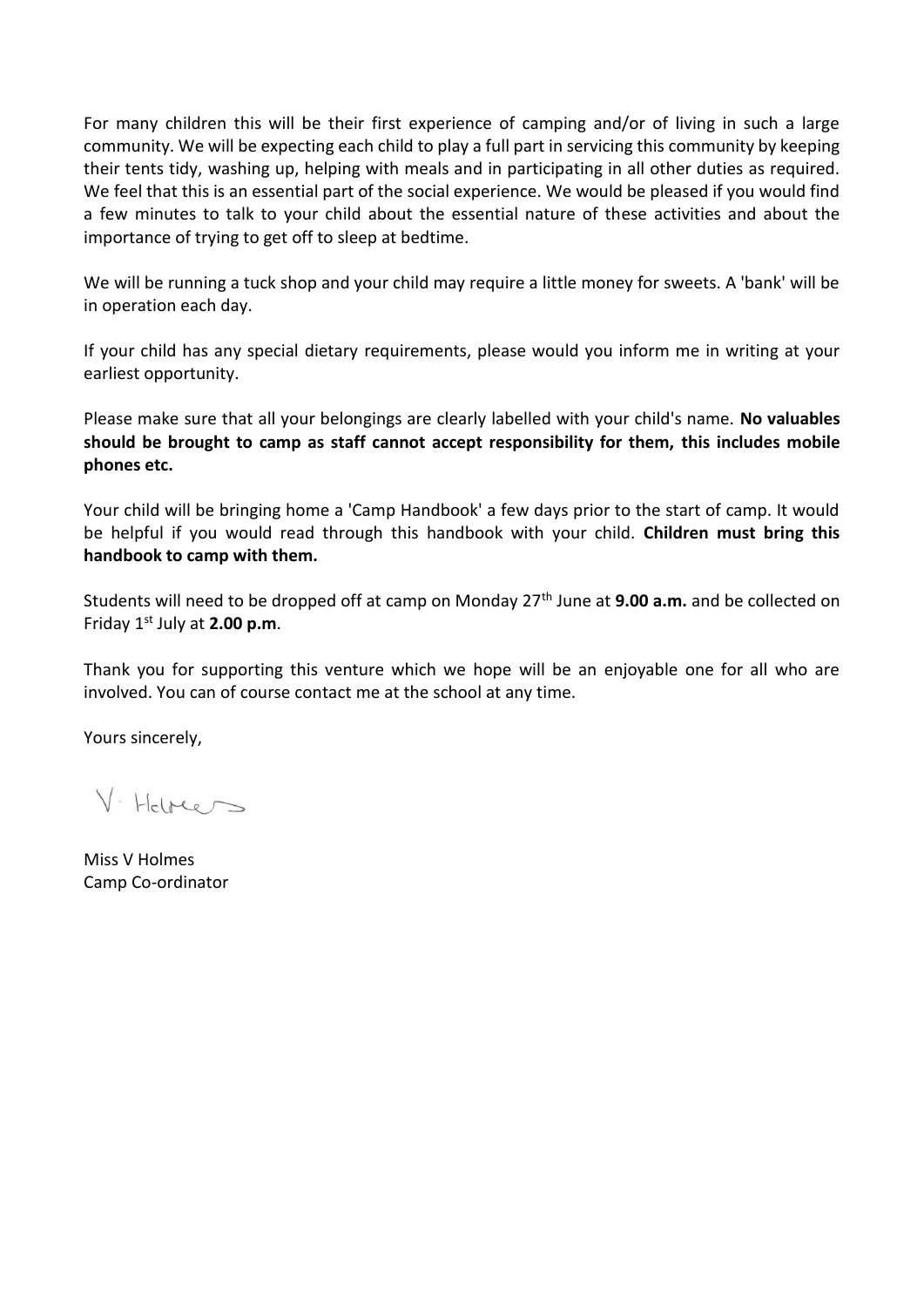For many children this will be their first experience of camping and/or of living in such a large community. We will be expecting each child to play a full part in servicing this community by keeping their tents tidy, washing up, helping with meals and in participating in all other duties as required. We feel that this is an essential part of the social experience. We would be pleased if you would find a few minutes to talk to your child about the essential nature of these activities and about the importance of trying to get off to sleep at bedtime.

We will be running a tuck shop and your child may require a little money for sweets. A 'bank' will be in operation each day.

If your child has any special dietary requirements, please would you inform me in writing at your earliest opportunity.

Please make sure that all your belongings are clearly labelled with your child's name. **No valuables should be brought to camp as staff cannot accept responsibility for them, this includes mobile phones etc.**

Your child will be bringing home a 'Camp Handbook' a few days prior to the start of camp. It would be helpful if you would read through this handbook with your child. **Children must bring this handbook to camp with them.**

Students will need to be dropped off at camp on Monday 27th June at **9.00 a.m.** and be collected on Friday 1st July at **2.00 p.m**.

Thank you for supporting this venture which we hope will be an enjoyable one for all who are involved. You can of course contact me at the school at any time.

Yours sincerely,

V. Holmes

Miss V Holmes
Camp Co-ordinator